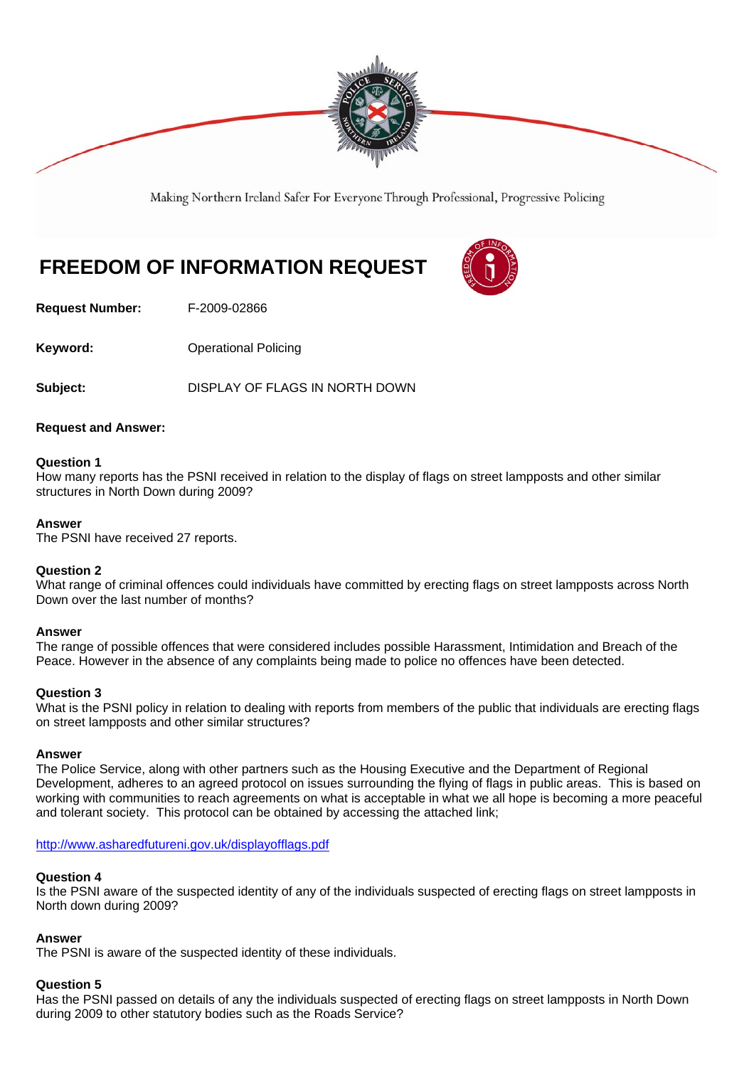Making Northern Ireland Safer For Everyone Through Professional, Progressive Policing

# FREEDOM OF INFORMATION REQUEST

**Request Number:** F-2009-02866

**Keyword:** Operational Policing

**Subject:** DISPLAY OF FLAGS IN NORTH DOWN

**Request and Answer:**

**Question 1**
How many reports has the PSNI received in relation to the display of flags on street lampposts and other similar structures in North Down during 2009?

**Answer**
The PSNI have received 27 reports.

**Question 2**
What range of criminal offences could individuals have committed by erecting flags on street lampposts across North Down over the last number of months?

**Answer**
The range of possible offences that were considered includes possible Harassment, Intimidation and Breach of the Peace. However in the absence of any complaints being made to police no offences have been detected.

**Question 3**
What is the PSNI policy in relation to dealing with reports from members of the public that individuals are erecting flags on street lampposts and other similar structures?

**Answer**
The Police Service, along with other partners such as the Housing Executive and the Department of Regional Development, adheres to an agreed protocol on issues surrounding the flying of flags in public areas. This is based on working with communities to reach agreements on what is acceptable in what we all hope is becoming a more peaceful and tolerant society. This protocol can be obtained by accessing the attached link;

http://www.asharedfutureni.gov.uk/displayofflags.pdf

**Question 4**
Is the PSNI aware of the suspected identity of any of the individuals suspected of erecting flags on street lampposts in North down during 2009?

**Answer**
The PSNI is aware of the suspected identity of these individuals.

**Question 5**
Has the PSNI passed on details of any the individuals suspected of erecting flags on street lampposts in North Down during 2009 to other statutory bodies such as the Roads Service?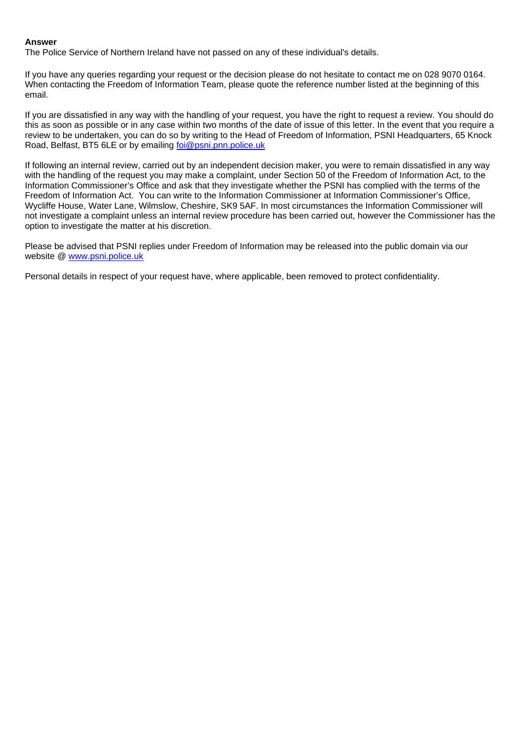**Answer**

The Police Service of Northern Ireland have not passed on any of these individual's details.

If you have any queries regarding your request or the decision please do not hesitate to contact me on 028 9070 0164. When contacting the Freedom of Information Team, please quote the reference number listed at the beginning of this email.

If you are dissatisfied in any way with the handling of your request, you have the right to request a review. You should do this as soon as possible or in any case within two months of the date of issue of this letter. In the event that you require a review to be undertaken, you can do so by writing to the Head of Freedom of Information, PSNI Headquarters, 65 Knock Road, Belfast, BT5 6LE or by emailing foi@psni.pnn.police.uk

If following an internal review, carried out by an independent decision maker, you were to remain dissatisfied in any way with the handling of the request you may make a complaint, under Section 50 of the Freedom of Information Act, to the Information Commissioner's Office and ask that they investigate whether the PSNI has complied with the terms of the Freedom of Information Act. You can write to the Information Commissioner at Information Commissioner's Office, Wycliffe House, Water Lane, Wilmslow, Cheshire, SK9 5AF. In most circumstances the Information Commissioner will not investigate a complaint unless an internal review procedure has been carried out, however the Commissioner has the option to investigate the matter at his discretion.

Please be advised that PSNI replies under Freedom of Information may be released into the public domain via our website @ www.psni.police.uk

Personal details in respect of your request have, where applicable, been removed to protect confidentiality.